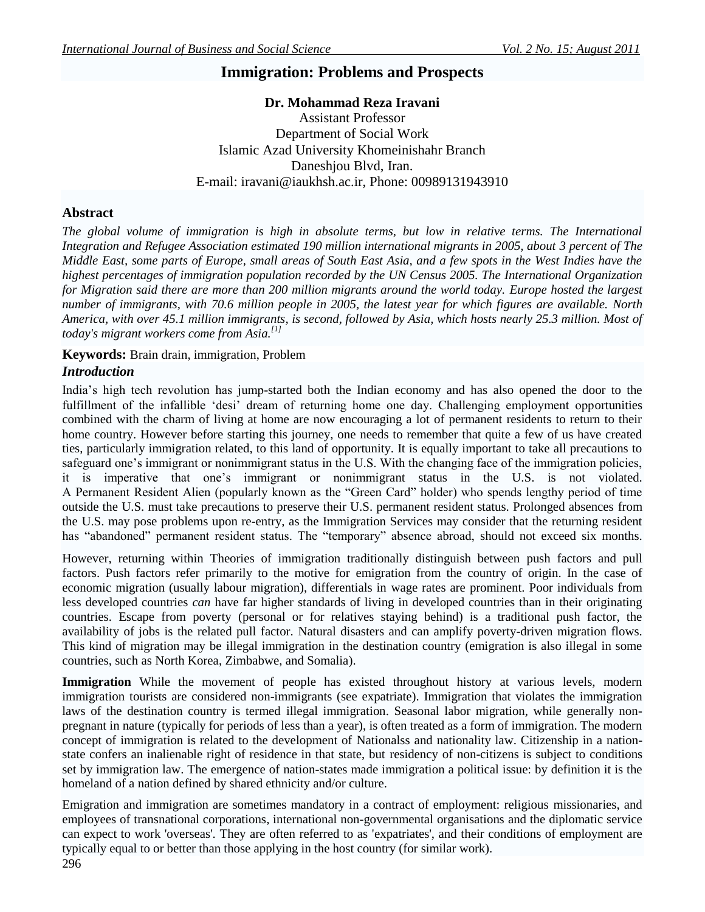# Immigration: Problems and Prospects

**Dr. Mohammad Reza Iravani**
Assistant Professor
Department of Social Work
Islamic Azad University Khomeinishahr Branch
Daneshjou Blvd, Iran.
E-mail: iravani@iaukhsh.ac.ir, Phone: 00989131943910

## Abstract

*The global volume of immigration is high in absolute terms, but low in relative terms. The International Integration and Refugee Association estimated 190 million international migrants in 2005, about 3 percent of The Middle East, some parts of Europe, small areas of South East Asia, and a few spots in the West Indies have the highest percentages of immigration population recorded by the UN Census 2005. The International Organization for Migration said there are more than 200 million migrants around the world today. Europe hosted the largest number of immigrants, with 70.6 million people in 2005, the latest year for which figures are available. North America, with over 45.1 million immigrants, is second, followed by Asia, which hosts nearly 25.3 million. Most of today's migrant workers come from Asia.*[1]

**Keywords:** Brain drain, immigration, Problem

## *Introduction*

India's high tech revolution has jump-started both the Indian economy and has also opened the door to the fulfillment of the infallible 'desi' dream of returning home one day. Challenging employment opportunities combined with the charm of living at home are now encouraging a lot of permanent residents to return to their home country. However before starting this journey, one needs to remember that quite a few of us have created ties, particularly immigration related, to this land of opportunity. It is equally important to take all precautions to safeguard one's immigrant or nonimmigrant status in the U.S. With the changing face of the immigration policies, it is imperative that one's immigrant or nonimmigrant status in the U.S. is not violated. A Permanent Resident Alien (popularly known as the "Green Card" holder) who spends lengthy period of time outside the U.S. must take precautions to preserve their U.S. permanent resident status. Prolonged absences from the U.S. may pose problems upon re-entry, as the Immigration Services may consider that the returning resident has "abandoned" permanent resident status. The "temporary" absence abroad, should not exceed six months.

However, returning within Theories of immigration traditionally distinguish between push factors and pull factors. Push factors refer primarily to the motive for emigration from the country of origin. In the case of economic migration (usually labour migration), differentials in wage rates are prominent. Poor individuals from less developed countries *can* have far higher standards of living in developed countries than in their originating countries. Escape from poverty (personal or for relatives staying behind) is a traditional push factor, the availability of jobs is the related pull factor. Natural disasters and can amplify poverty-driven migration flows. This kind of migration may be illegal immigration in the destination country (emigration is also illegal in some countries, such as North Korea, Zimbabwe, and Somalia).

**Immigration** While the movement of people has existed throughout history at various levels, modern immigration tourists are considered non-immigrants (see expatriate). Immigration that violates the immigration laws of the destination country is termed illegal immigration. Seasonal labor migration, while generally non-pregnant in nature (typically for periods of less than a year), is often treated as a form of immigration. The modern concept of immigration is related to the development of Nationalss and nationality law. Citizenship in a nation-state confers an inalienable right of residence in that state, but residency of non-citizens is subject to conditions set by immigration law. The emergence of nation-states made immigration a political issue: by definition it is the homeland of a nation defined by shared ethnicity and/or culture.

Emigration and immigration are sometimes mandatory in a contract of employment: religious missionaries, and employees of transnational corporations, international non-governmental organisations and the diplomatic service can expect to work 'overseas'. They are often referred to as 'expatriates', and their conditions of employment are typically equal to or better than those applying in the host country (for similar work).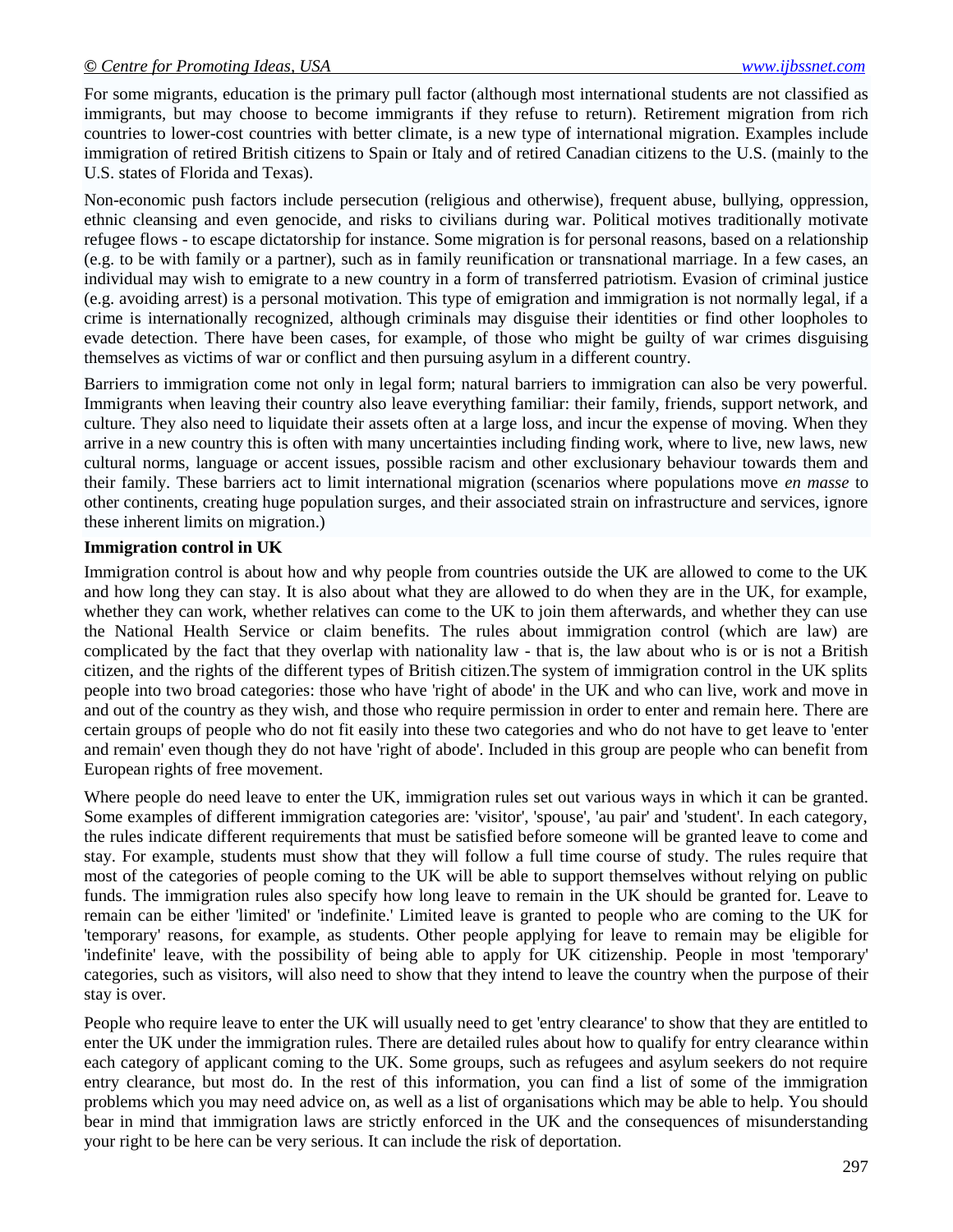For some migrants, education is the primary pull factor (although most international students are not classified as immigrants, but may choose to become immigrants if they refuse to return). Retirement migration from rich countries to lower-cost countries with better climate, is a new type of international migration. Examples include immigration of retired British citizens to Spain or Italy and of retired Canadian citizens to the U.S. (mainly to the U.S. states of Florida and Texas).

Non-economic push factors include persecution (religious and otherwise), frequent abuse, bullying, oppression, ethnic cleansing and even genocide, and risks to civilians during war. Political motives traditionally motivate refugee flows - to escape dictatorship for instance. Some migration is for personal reasons, based on a relationship (e.g. to be with family or a partner), such as in family reunification or transnational marriage. In a few cases, an individual may wish to emigrate to a new country in a form of transferred patriotism. Evasion of criminal justice (e.g. avoiding arrest) is a personal motivation. This type of emigration and immigration is not normally legal, if a crime is internationally recognized, although criminals may disguise their identities or find other loopholes to evade detection. There have been cases, for example, of those who might be guilty of war crimes disguising themselves as victims of war or conflict and then pursuing asylum in a different country.

Barriers to immigration come not only in legal form; natural barriers to immigration can also be very powerful. Immigrants when leaving their country also leave everything familiar: their family, friends, support network, and culture. They also need to liquidate their assets often at a large loss, and incur the expense of moving. When they arrive in a new country this is often with many uncertainties including finding work, where to live, new laws, new cultural norms, language or accent issues, possible racism and other exclusionary behaviour towards them and their family. These barriers act to limit international migration (scenarios where populations move *en masse* to other continents, creating huge population surges, and their associated strain on infrastructure and services, ignore these inherent limits on migration.)

**Immigration control in UK**

Immigration control is about how and why people from countries outside the UK are allowed to come to the UK and how long they can stay. It is also about what they are allowed to do when they are in the UK, for example, whether they can work, whether relatives can come to the UK to join them afterwards, and whether they can use the National Health Service or claim benefits. The rules about immigration control (which are law) are complicated by the fact that they overlap with nationality law - that is, the law about who is or is not a British citizen, and the rights of the different types of British citizen.The system of immigration control in the UK splits people into two broad categories: those who have 'right of abode' in the UK and who can live, work and move in and out of the country as they wish, and those who require permission in order to enter and remain here. There are certain groups of people who do not fit easily into these two categories and who do not have to get leave to 'enter and remain' even though they do not have 'right of abode'. Included in this group are people who can benefit from European rights of free movement.

Where people do need leave to enter the UK, immigration rules set out various ways in which it can be granted. Some examples of different immigration categories are: 'visitor', 'spouse', 'au pair' and 'student'. In each category, the rules indicate different requirements that must be satisfied before someone will be granted leave to come and stay. For example, students must show that they will follow a full time course of study. The rules require that most of the categories of people coming to the UK will be able to support themselves without relying on public funds. The immigration rules also specify how long leave to remain in the UK should be granted for. Leave to remain can be either 'limited' or 'indefinite.' Limited leave is granted to people who are coming to the UK for 'temporary' reasons, for example, as students. Other people applying for leave to remain may be eligible for 'indefinite' leave, with the possibility of being able to apply for UK citizenship. People in most 'temporary' categories, such as visitors, will also need to show that they intend to leave the country when the purpose of their stay is over.

People who require leave to enter the UK will usually need to get 'entry clearance' to show that they are entitled to enter the UK under the immigration rules. There are detailed rules about how to qualify for entry clearance within each category of applicant coming to the UK. Some groups, such as refugees and asylum seekers do not require entry clearance, but most do. In the rest of this information, you can find a list of some of the immigration problems which you may need advice on, as well as a list of organisations which may be able to help. You should bear in mind that immigration laws are strictly enforced in the UK and the consequences of misunderstanding your right to be here can be very serious. It can include the risk of deportation.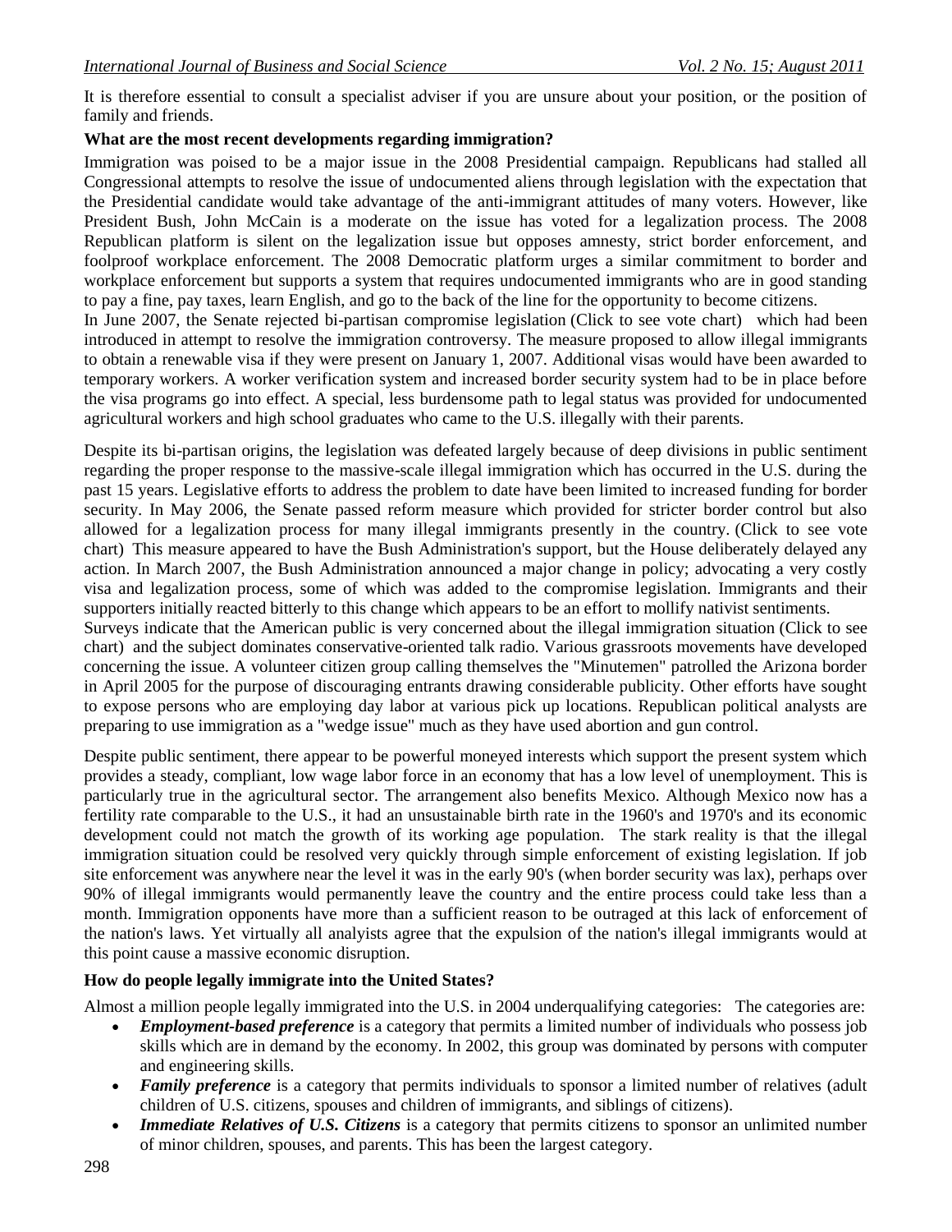It is therefore essential to consult a specialist adviser if you are unsure about your position, or the position of family and friends.

**What are the most recent developments regarding immigration?**

Immigration was poised to be a major issue in the 2008 Presidential campaign. Republicans had stalled all Congressional attempts to resolve the issue of undocumented aliens through legislation with the expectation that the Presidential candidate would take advantage of the anti-immigrant attitudes of many voters. However, like President Bush, John McCain is a moderate on the issue has voted for a legalization process. The 2008 Republican platform is silent on the legalization issue but opposes amnesty, strict border enforcement, and foolproof workplace enforcement. The 2008 Democratic platform urges a similar commitment to border and workplace enforcement but supports a system that requires undocumented immigrants who are in good standing to pay a fine, pay taxes, learn English, and go to the back of the line for the opportunity to become citizens.

In June 2007, the Senate rejected bi-partisan compromise legislation (Click to see vote chart) which had been introduced in attempt to resolve the immigration controversy. The measure proposed to allow illegal immigrants to obtain a renewable visa if they were present on January 1, 2007. Additional visas would have been awarded to temporary workers. A worker verification system and increased border security system had to be in place before the visa programs go into effect. A special, less burdensome path to legal status was provided for undocumented agricultural workers and high school graduates who came to the U.S. illegally with their parents.

Despite its bi-partisan origins, the legislation was defeated largely because of deep divisions in public sentiment regarding the proper response to the massive-scale illegal immigration which has occurred in the U.S. during the past 15 years. Legislative efforts to address the problem to date have been limited to increased funding for border security. In May 2006, the Senate passed reform measure which provided for stricter border control but also allowed for a legalization process for many illegal immigrants presently in the country. (Click to see vote chart) This measure appeared to have the Bush Administration's support, but the House deliberately delayed any action. In March 2007, the Bush Administration announced a major change in policy; advocating a very costly visa and legalization process, some of which was added to the compromise legislation. Immigrants and their supporters initially reacted bitterly to this change which appears to be an effort to mollify nativist sentiments.

Surveys indicate that the American public is very concerned about the illegal immigration situation (Click to see chart) and the subject dominates conservative-oriented talk radio. Various grassroots movements have developed concerning the issue. A volunteer citizen group calling themselves the "Minutemen" patrolled the Arizona border in April 2005 for the purpose of discouraging entrants drawing considerable publicity. Other efforts have sought to expose persons who are employing day labor at various pick up locations. Republican political analysts are preparing to use immigration as a "wedge issue" much as they have used abortion and gun control.

Despite public sentiment, there appear to be powerful moneyed interests which support the present system which provides a steady, compliant, low wage labor force in an economy that has a low level of unemployment. This is particularly true in the agricultural sector. The arrangement also benefits Mexico. Although Mexico now has a fertility rate comparable to the U.S., it had an unsustainable birth rate in the 1960's and 1970's and its economic development could not match the growth of its working age population. The stark reality is that the illegal immigration situation could be resolved very quickly through simple enforcement of existing legislation. If job site enforcement was anywhere near the level it was in the early 90's (when border security was lax), perhaps over 90% of illegal immigrants would permanently leave the country and the entire process could take less than a month. Immigration opponents have more than a sufficient reason to be outraged at this lack of enforcement of the nation's laws. Yet virtually all analyists agree that the expulsion of the nation's illegal immigrants would at this point cause a massive economic disruption.

**How do people legally immigrate into the United States?**

Almost a million people legally immigrated into the U.S. in 2004 underqualifying categories: The categories are:

- ***Employment-based preference*** is a category that permits a limited number of individuals who possess job skills which are in demand by the economy. In 2002, this group was dominated by persons with computer and engineering skills.
- ***Family preference*** is a category that permits individuals to sponsor a limited number of relatives (adult children of U.S. citizens, spouses and children of immigrants, and siblings of citizens).
- ***Immediate Relatives of U.S. Citizens*** is a category that permits citizens to sponsor an unlimited number of minor children, spouses, and parents. This has been the largest category.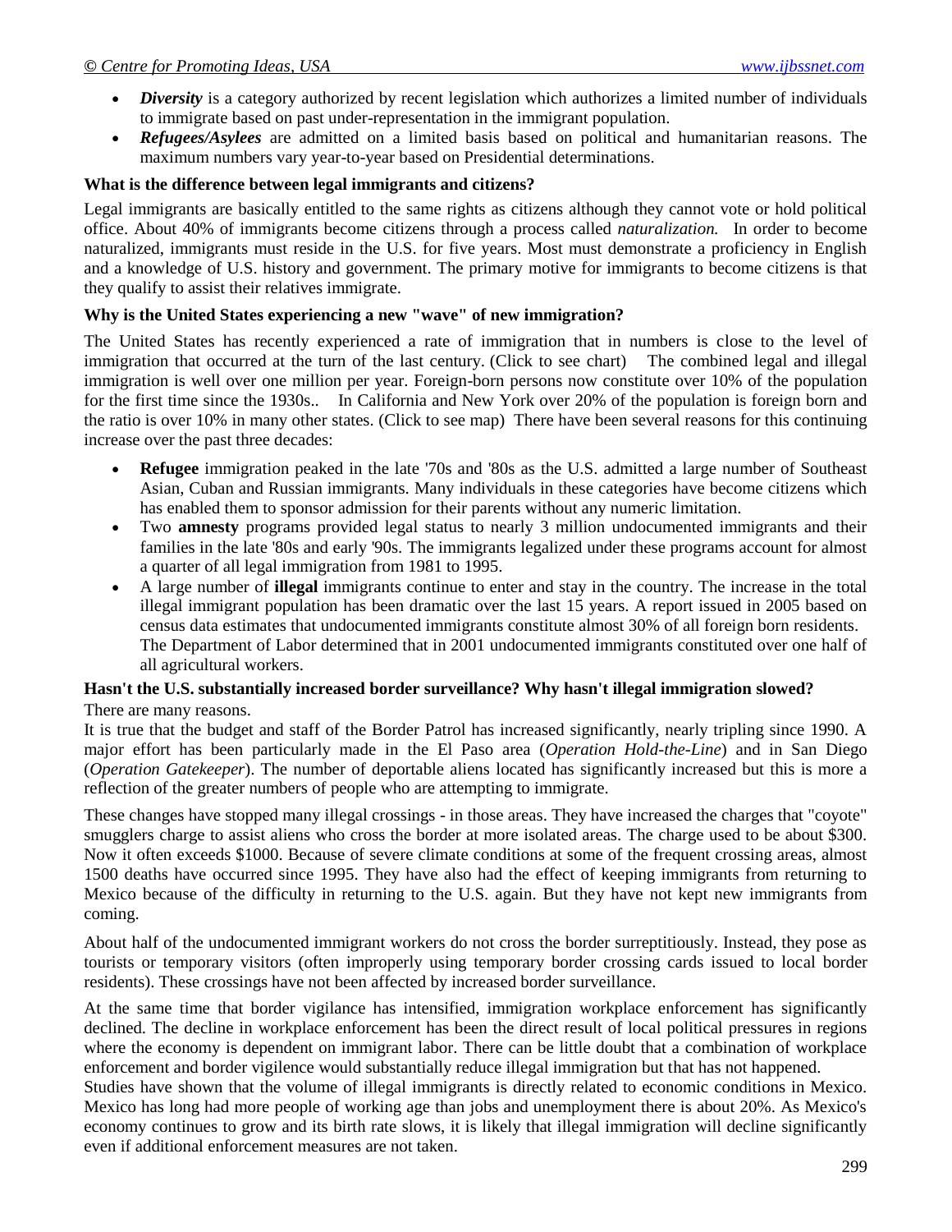- ***Diversity*** is a category authorized by recent legislation which authorizes a limited number of individuals to immigrate based on past under-representation in the immigrant population.
- ***Refugees/Asylees*** are admitted on a limited basis based on political and humanitarian reasons. The maximum numbers vary year-to-year based on Presidential determinations.

**What is the difference between legal immigrants and citizens?**

Legal immigrants are basically entitled to the same rights as citizens although they cannot vote or hold political office. About 40% of immigrants become citizens through a process called *naturalization.* In order to become naturalized, immigrants must reside in the U.S. for five years. Most must demonstrate a proficiency in English and a knowledge of U.S. history and government. The primary motive for immigrants to become citizens is that they qualify to assist their relatives immigrate.

**Why is the United States experiencing a new "wave" of new immigration?**

The United States has recently experienced a rate of immigration that in numbers is close to the level of immigration that occurred at the turn of the last century. (Click to see chart) The combined legal and illegal immigration is well over one million per year. Foreign-born persons now constitute over 10% of the population for the first time since the 1930s.. In California and New York over 20% of the population is foreign born and the ratio is over 10% in many other states. (Click to see map) There have been several reasons for this continuing increase over the past three decades:

- **Refugee** immigration peaked in the late '70s and '80s as the U.S. admitted a large number of Southeast Asian, Cuban and Russian immigrants. Many individuals in these categories have become citizens which has enabled them to sponsor admission for their parents without any numeric limitation.
- Two **amnesty** programs provided legal status to nearly 3 million undocumented immigrants and their families in the late '80s and early '90s. The immigrants legalized under these programs account for almost a quarter of all legal immigration from 1981 to 1995.
- A large number of **illegal** immigrants continue to enter and stay in the country. The increase in the total illegal immigrant population has been dramatic over the last 15 years. A report issued in 2005 based on census data estimates that undocumented immigrants constitute almost 30% of all foreign born residents. The Department of Labor determined that in 2001 undocumented immigrants constituted over one half of all agricultural workers.

**Hasn't the U.S. substantially increased border surveillance? Why hasn't illegal immigration slowed?**

There are many reasons.

It is true that the budget and staff of the Border Patrol has increased significantly, nearly tripling since 1990. A major effort has been particularly made in the El Paso area (*Operation Hold-the-Line*) and in San Diego (*Operation Gatekeeper*). The number of deportable aliens located has significantly increased but this is more a reflection of the greater numbers of people who are attempting to immigrate.

These changes have stopped many illegal crossings - in those areas. They have increased the charges that "coyote" smugglers charge to assist aliens who cross the border at more isolated areas. The charge used to be about $300. Now it often exceeds $1000. Because of severe climate conditions at some of the frequent crossing areas, almost 1500 deaths have occurred since 1995. They have also had the effect of keeping immigrants from returning to Mexico because of the difficulty in returning to the U.S. again. But they have not kept new immigrants from coming.

About half of the undocumented immigrant workers do not cross the border surreptitiously. Instead, they pose as tourists or temporary visitors (often improperly using temporary border crossing cards issued to local border residents). These crossings have not been affected by increased border surveillance.

At the same time that border vigilance has intensified, immigration workplace enforcement has significantly declined. The decline in workplace enforcement has been the direct result of local political pressures in regions where the economy is dependent on immigrant labor. There can be little doubt that a combination of workplace enforcement and border vigilence would substantially reduce illegal immigration but that has not happened.

Studies have shown that the volume of illegal immigrants is directly related to economic conditions in Mexico. Mexico has long had more people of working age than jobs and unemployment there is about 20%. As Mexico's economy continues to grow and its birth rate slows, it is likely that illegal immigration will decline significantly even if additional enforcement measures are not taken.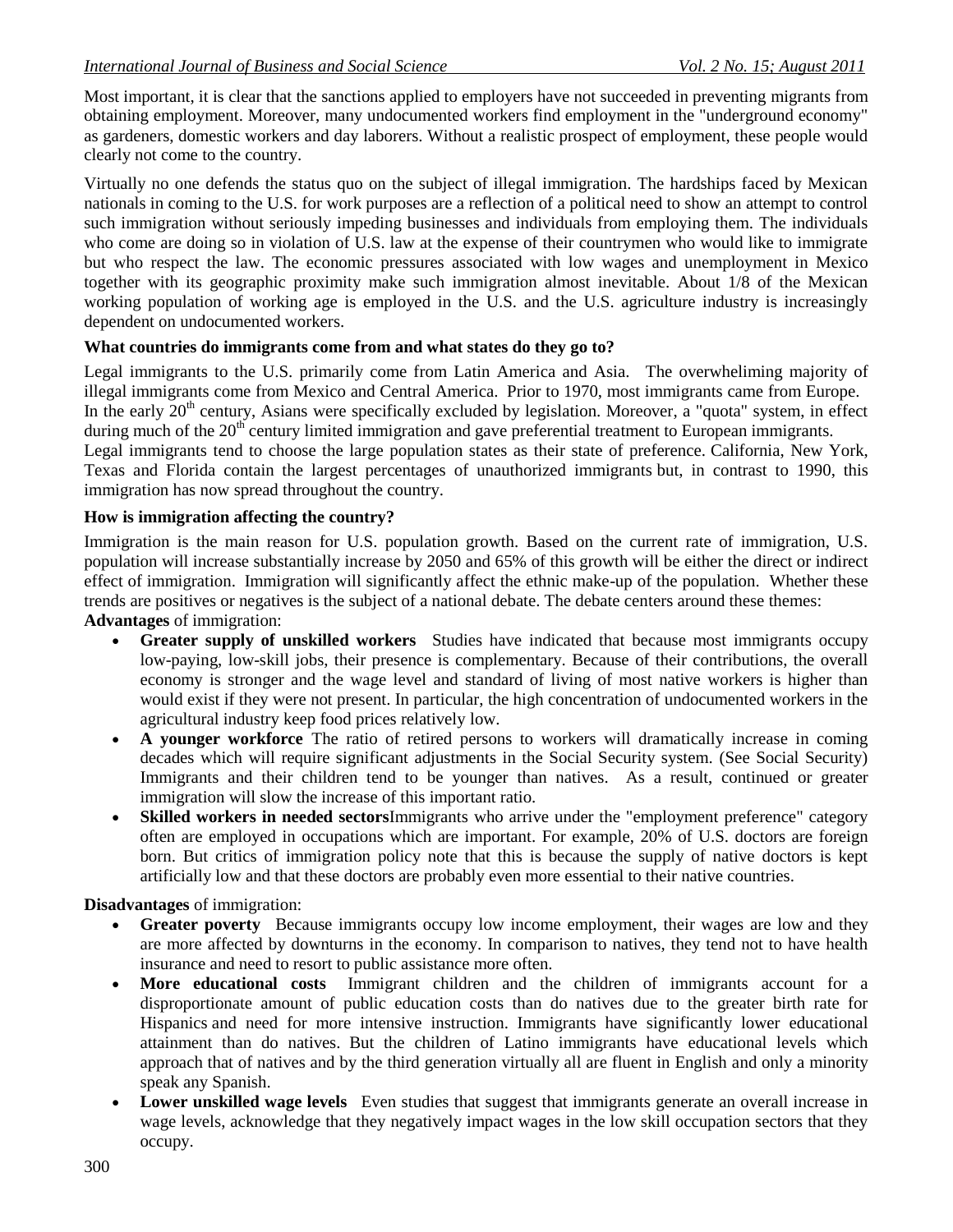Most important, it is clear that the sanctions applied to employers have not succeeded in preventing migrants from obtaining employment. Moreover, many undocumented workers find employment in the "underground economy" as gardeners, domestic workers and day laborers. Without a realistic prospect of employment, these people would clearly not come to the country.

Virtually no one defends the status quo on the subject of illegal immigration. The hardships faced by Mexican nationals in coming to the U.S. for work purposes are a reflection of a political need to show an attempt to control such immigration without seriously impeding businesses and individuals from employing them. The individuals who come are doing so in violation of U.S. law at the expense of their countrymen who would like to immigrate but who respect the law. The economic pressures associated with low wages and unemployment in Mexico together with its geographic proximity make such immigration almost inevitable. About 1/8 of the Mexican working population of working age is employed in the U.S. and the U.S. agriculture industry is increasingly dependent on undocumented workers.

**What countries do immigrants come from and what states do they go to?**

Legal immigrants to the U.S. primarily come from Latin America and Asia. The overwheliming majority of illegal immigrants come from Mexico and Central America. Prior to 1970, most immigrants came from Europe. In the early 20th century, Asians were specifically excluded by legislation. Moreover, a "quota" system, in effect during much of the 20th century limited immigration and gave preferential treatment to European immigrants. Legal immigrants tend to choose the large population states as their state of preference. California, New York, Texas and Florida contain the largest percentages of unauthorized immigrants but, in contrast to 1990, this immigration has now spread throughout the country.

**How is immigration affecting the country?**

Immigration is the main reason for U.S. population growth. Based on the current rate of immigration, U.S. population will increase substantially increase by 2050 and 65% of this growth will be either the direct or indirect effect of immigration. Immigration will significantly affect the ethnic make-up of the population. Whether these trends are positives or negatives is the subject of a national debate. The debate centers around these themes:

**Advantages** of immigration:

- **Greater supply of unskilled workers** Studies have indicated that because most immigrants occupy low-paying, low-skill jobs, their presence is complementary. Because of their contributions, the overall economy is stronger and the wage level and standard of living of most native workers is higher than would exist if they were not present. In particular, the high concentration of undocumented workers in the agricultural industry keep food prices relatively low.
- **A younger workforce** The ratio of retired persons to workers will dramatically increase in coming decades which will require significant adjustments in the Social Security system. (See Social Security) Immigrants and their children tend to be younger than natives. As a result, continued or greater immigration will slow the increase of this important ratio.
- **Skilled workers in needed sectors** Immigrants who arrive under the "employment preference" category often are employed in occupations which are important. For example, 20% of U.S. doctors are foreign born. But critics of immigration policy note that this is because the supply of native doctors is kept artificially low and that these doctors are probably even more essential to their native countries.

**Disadvantages** of immigration:

- **Greater poverty** Because immigrants occupy low income employment, their wages are low and they are more affected by downturns in the economy. In comparison to natives, they tend not to have health insurance and need to resort to public assistance more often.
- **More educational costs** Immigrant children and the children of immigrants account for a disproportionate amount of public education costs than do natives due to the greater birth rate for Hispanics and need for more intensive instruction. Immigrants have significantly lower educational attainment than do natives. But the children of Latino immigrants have educational levels which approach that of natives and by the third generation virtually all are fluent in English and only a minority speak any Spanish.
- **Lower unskilled wage levels** Even studies that suggest that immigrants generate an overall increase in wage levels, acknowledge that they negatively impact wages in the low skill occupation sectors that they occupy.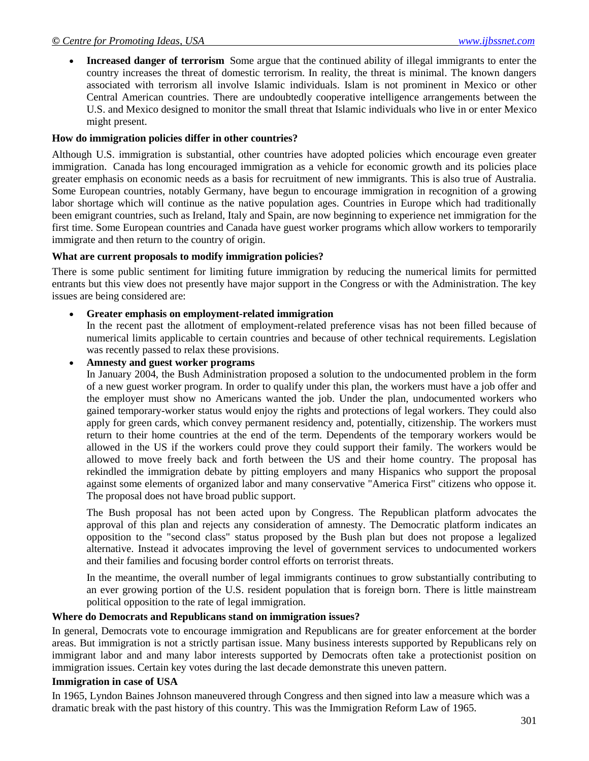- **Increased danger of terrorism** Some argue that the continued ability of illegal immigrants to enter the country increases the threat of domestic terrorism. In reality, the threat is minimal. The known dangers associated with terrorism all involve Islamic individuals. Islam is not prominent in Mexico or other Central American countries. There are undoubtedly cooperative intelligence arrangements between the U.S. and Mexico designed to monitor the small threat that Islamic individuals who live in or enter Mexico might present.

**How do immigration policies differ in other countries?**

Although U.S. immigration is substantial, other countries have adopted policies which encourage even greater immigration. Canada has long encouraged immigration as a vehicle for economic growth and its policies place greater emphasis on economic needs as a basis for recruitment of new immigrants. This is also true of Australia. Some European countries, notably Germany, have begun to encourage immigration in recognition of a growing labor shortage which will continue as the native population ages. Countries in Europe which had traditionally been emigrant countries, such as Ireland, Italy and Spain, are now beginning to experience net immigration for the first time. Some European countries and Canada have guest worker programs which allow workers to temporarily immigrate and then return to the country of origin.

**What are current proposals to modify immigration policies?**

There is some public sentiment for limiting future immigration by reducing the numerical limits for permitted entrants but this view does not presently have major support in the Congress or with the Administration. The key issues are being considered are:

- **Greater emphasis on employment-related immigration**

  In the recent past the allotment of employment-related preference visas has not been filled because of numerical limits applicable to certain countries and because of other technical requirements. Legislation was recently passed to relax these provisions.

- **Amnesty and guest worker programs**

  In January 2004, the Bush Administration proposed a solution to the undocumented problem in the form of a new guest worker program. In order to qualify under this plan, the workers must have a job offer and the employer must show no Americans wanted the job. Under the plan, undocumented workers who gained temporary-worker status would enjoy the rights and protections of legal workers. They could also apply for green cards, which convey permanent residency and, potentially, citizenship. The workers must return to their home countries at the end of the term. Dependents of the temporary workers would be allowed in the US if the workers could prove they could support their family. The workers would be allowed to move freely back and forth between the US and their home country. The proposal has rekindled the immigration debate by pitting employers and many Hispanics who support the proposal against some elements of organized labor and many conservative "America First" citizens who oppose it. The proposal does not have broad public support.

  The Bush proposal has not been acted upon by Congress. The Republican platform advocates the approval of this plan and rejects any consideration of amnesty. The Democratic platform indicates an opposition to the "second class" status proposed by the Bush plan but does not propose a legalized alternative. Instead it advocates improving the level of government services to undocumented workers and their families and focusing border control efforts on terrorist threats.

  In the meantime, the overall number of legal immigrants continues to grow substantially contributing to an ever growing portion of the U.S. resident population that is foreign born. There is little mainstream political opposition to the rate of legal immigration.

**Where do Democrats and Republicans stand on immigration issues?**

In general, Democrats vote to encourage immigration and Republicans are for greater enforcement at the border areas. But immigration is not a strictly partisan issue. Many business interests supported by Republicans rely on immigrant labor and and many labor interests supported by Democrats often take a protectionist position on immigration issues. Certain key votes during the last decade demonstrate this uneven pattern.

**Immigration in case of USA**

In 1965, Lyndon Baines Johnson maneuvered through Congress and then signed into law a measure which was a dramatic break with the past history of this country. This was the Immigration Reform Law of 1965.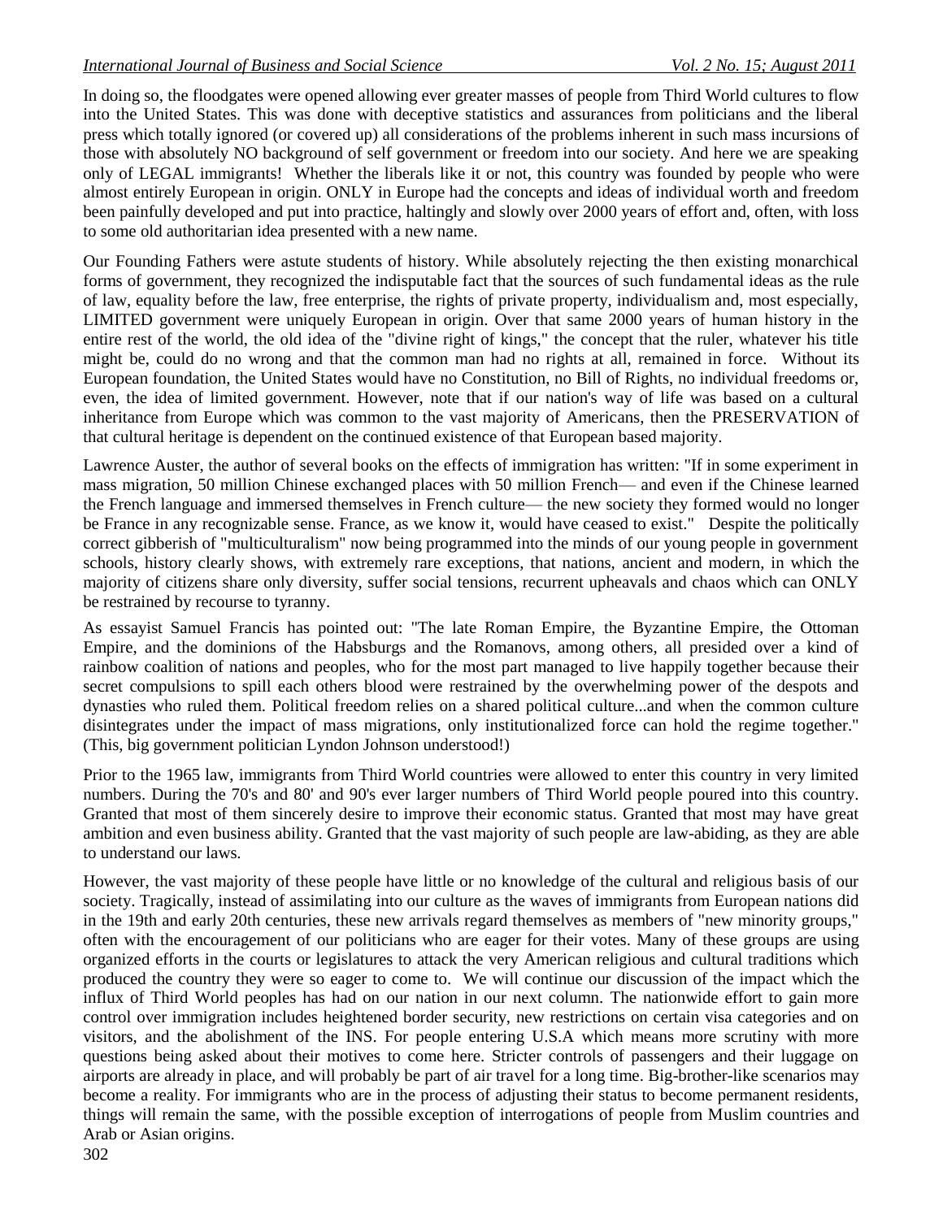In doing so, the floodgates were opened allowing ever greater masses of people from Third World cultures to flow into the United States. This was done with deceptive statistics and assurances from politicians and the liberal press which totally ignored (or covered up) all considerations of the problems inherent in such mass incursions of those with absolutely NO background of self government or freedom into our society. And here we are speaking only of LEGAL immigrants! Whether the liberals like it or not, this country was founded by people who were almost entirely European in origin. ONLY in Europe had the concepts and ideas of individual worth and freedom been painfully developed and put into practice, haltingly and slowly over 2000 years of effort and, often, with loss to some old authoritarian idea presented with a new name.

Our Founding Fathers were astute students of history. While absolutely rejecting the then existing monarchical forms of government, they recognized the indisputable fact that the sources of such fundamental ideas as the rule of law, equality before the law, free enterprise, the rights of private property, individualism and, most especially, LIMITED government were uniquely European in origin. Over that same 2000 years of human history in the entire rest of the world, the old idea of the "divine right of kings," the concept that the ruler, whatever his title might be, could do no wrong and that the common man had no rights at all, remained in force. Without its European foundation, the United States would have no Constitution, no Bill of Rights, no individual freedoms or, even, the idea of limited government. However, note that if our nation's way of life was based on a cultural inheritance from Europe which was common to the vast majority of Americans, then the PRESERVATION of that cultural heritage is dependent on the continued existence of that European based majority.

Lawrence Auster, the author of several books on the effects of immigration has written: "If in some experiment in mass migration, 50 million Chinese exchanged places with 50 million French— and even if the Chinese learned the French language and immersed themselves in French culture— the new society they formed would no longer be France in any recognizable sense. France, as we know it, would have ceased to exist." Despite the politically correct gibberish of "multiculturalism" now being programmed into the minds of our young people in government schools, history clearly shows, with extremely rare exceptions, that nations, ancient and modern, in which the majority of citizens share only diversity, suffer social tensions, recurrent upheavals and chaos which can ONLY be restrained by recourse to tyranny.

As essayist Samuel Francis has pointed out: "The late Roman Empire, the Byzantine Empire, the Ottoman Empire, and the dominions of the Habsburgs and the Romanovs, among others, all presided over a kind of rainbow coalition of nations and peoples, who for the most part managed to live happily together because their secret compulsions to spill each others blood were restrained by the overwhelming power of the despots and dynasties who ruled them. Political freedom relies on a shared political culture...and when the common culture disintegrates under the impact of mass migrations, only institutionalized force can hold the regime together." (This, big government politician Lyndon Johnson understood!)

Prior to the 1965 law, immigrants from Third World countries were allowed to enter this country in very limited numbers. During the 70's and 80' and 90's ever larger numbers of Third World people poured into this country. Granted that most of them sincerely desire to improve their economic status. Granted that most may have great ambition and even business ability. Granted that the vast majority of such people are law-abiding, as they are able to understand our laws.

However, the vast majority of these people have little or no knowledge of the cultural and religious basis of our society. Tragically, instead of assimilating into our culture as the waves of immigrants from European nations did in the 19th and early 20th centuries, these new arrivals regard themselves as members of "new minority groups," often with the encouragement of our politicians who are eager for their votes. Many of these groups are using organized efforts in the courts or legislatures to attack the very American religious and cultural traditions which produced the country they were so eager to come to. We will continue our discussion of the impact which the influx of Third World peoples has had on our nation in our next column. The nationwide effort to gain more control over immigration includes heightened border security, new restrictions on certain visa categories and on visitors, and the abolishment of the INS. For people entering U.S.A which means more scrutiny with more questions being asked about their motives to come here. Stricter controls of passengers and their luggage on airports are already in place, and will probably be part of air travel for a long time. Big-brother-like scenarios may become a reality. For immigrants who are in the process of adjusting their status to become permanent residents, things will remain the same, with the possible exception of interrogations of people from Muslim countries and Arab or Asian origins.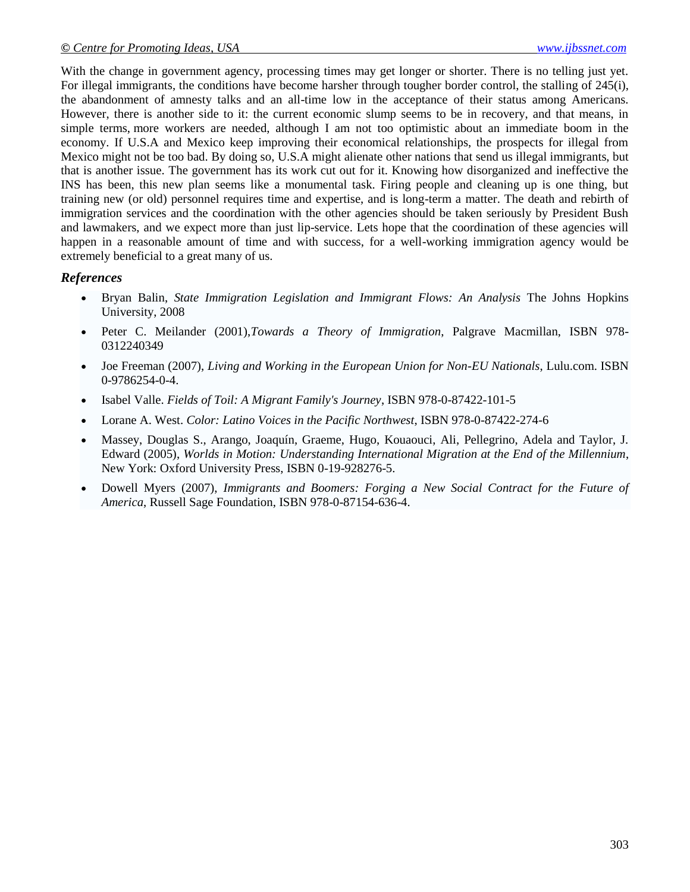With the change in government agency, processing times may get longer or shorter. There is no telling just yet. For illegal immigrants, the conditions have become harsher through tougher border control, the stalling of 245(i), the abandonment of amnesty talks and an all-time low in the acceptance of their status among Americans. However, there is another side to it: the current economic slump seems to be in recovery, and that means, in simple terms, more workers are needed, although I am not too optimistic about an immediate boom in the economy. If U.S.A and Mexico keep improving their economical relationships, the prospects for illegal from Mexico might not be too bad. By doing so, U.S.A might alienate other nations that send us illegal immigrants, but that is another issue. The government has its work cut out for it. Knowing how disorganized and ineffective the INS has been, this new plan seems like a monumental task. Firing people and cleaning up is one thing, but training new (or old) personnel requires time and expertise, and is long-term a matter. The death and rebirth of immigration services and the coordination with the other agencies should be taken seriously by President Bush and lawmakers, and we expect more than just lip-service. Lets hope that the coordination of these agencies will happen in a reasonable amount of time and with success, for a well-working immigration agency would be extremely beneficial to a great many of us.

### References

- Bryan Balin, *State Immigration Legislation and Immigrant Flows: An Analysis* The Johns Hopkins University, 2008
- Peter C. Meilander (2001),*Towards a Theory of Immigration*, Palgrave Macmillan, ISBN 978-0312240349
- Joe Freeman (2007), *Living and Working in the European Union for Non-EU Nationals*, Lulu.com. ISBN 0-9786254-0-4.
- Isabel Valle. *Fields of Toil: A Migrant Family's Journey*, ISBN 978-0-87422-101-5
- Lorane A. West. *Color: Latino Voices in the Pacific Northwest*, ISBN 978-0-87422-274-6
- Massey, Douglas S., Arango, Joaquín, Graeme, Hugo, Kouaouci, Ali, Pellegrino, Adela and Taylor, J. Edward (2005), *Worlds in Motion: Understanding International Migration at the End of the Millennium*, New York: Oxford University Press, ISBN 0-19-928276-5.
- Dowell Myers (2007), *Immigrants and Boomers: Forging a New Social Contract for the Future of America*, Russell Sage Foundation, ISBN 978-0-87154-636-4.